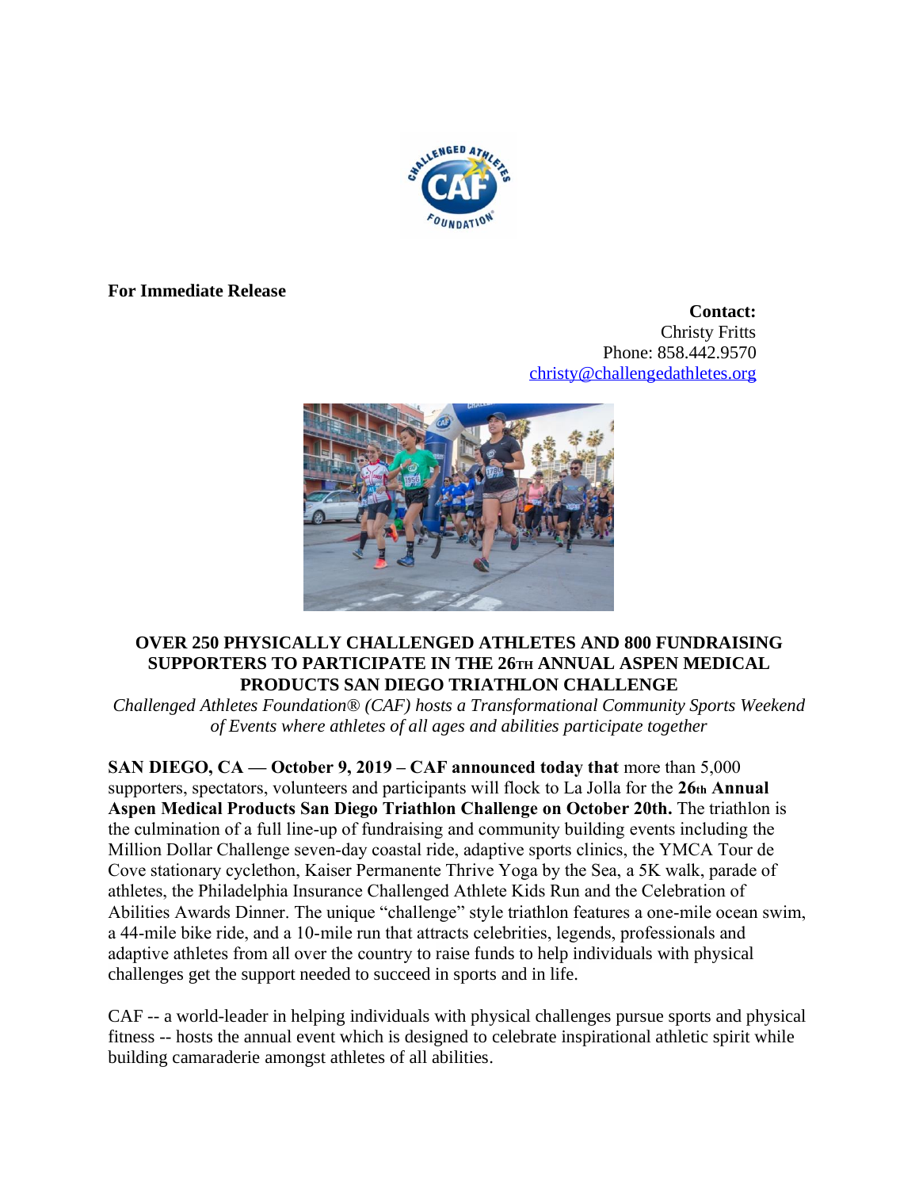**For Immediate Release**

**Contact:**
Christy Fritts
Phone: 858.442.9570
christy@challengedathletes.org

## OVER 250 PHYSICALLY CHALLENGED ATHLETES AND 800 FUNDRAISING SUPPORTERS TO PARTICIPATE IN THE 26TH ANNUAL ASPEN MEDICAL PRODUCTS SAN DIEGO TRIATHLON CHALLENGE

*Challenged Athletes Foundation® (CAF) hosts a Transformational Community Sports Weekend of Events where athletes of all ages and abilities participate together*

**SAN DIEGO, CA — October 9, 2019 – CAF announced today that** more than 5,000 supporters, spectators, volunteers and participants will flock to La Jolla for the **26th Annual Aspen Medical Products San Diego Triathlon Challenge on October 20th.** The triathlon is the culmination of a full line-up of fundraising and community building events including the Million Dollar Challenge seven-day coastal ride, adaptive sports clinics, the YMCA Tour de Cove stationary cyclethon, Kaiser Permanente Thrive Yoga by the Sea, a 5K walk, parade of athletes, the Philadelphia Insurance Challenged Athlete Kids Run and the Celebration of Abilities Awards Dinner. The unique "challenge" style triathlon features a one-mile ocean swim, a 44-mile bike ride, and a 10-mile run that attracts celebrities, legends, professionals and adaptive athletes from all over the country to raise funds to help individuals with physical challenges get the support needed to succeed in sports and in life.

CAF -- a world-leader in helping individuals with physical challenges pursue sports and physical fitness -- hosts the annual event which is designed to celebrate inspirational athletic spirit while building camaraderie amongst athletes of all abilities.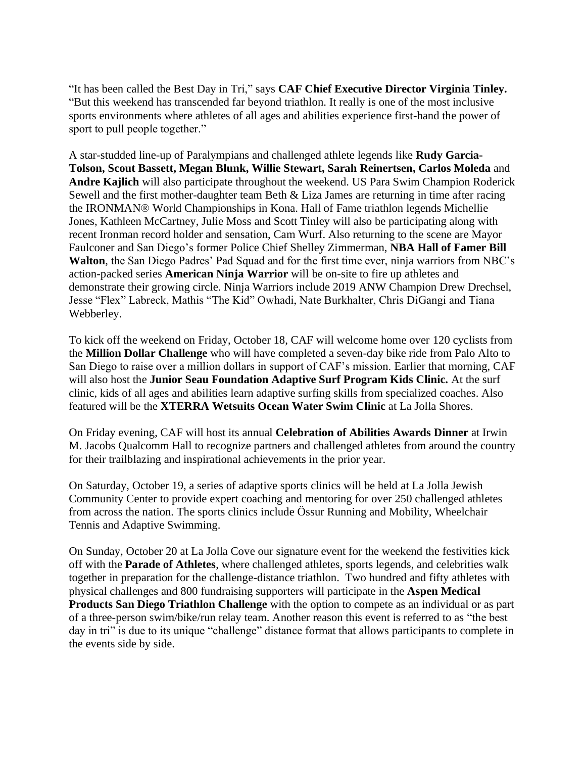"It has been called the Best Day in Tri," says **CAF Chief Executive Director Virginia Tinley.** "But this weekend has transcended far beyond triathlon. It really is one of the most inclusive sports environments where athletes of all ages and abilities experience first-hand the power of sport to pull people together."

A star-studded line-up of Paralympians and challenged athlete legends like **Rudy Garcia-Tolson, Scout Bassett, Megan Blunk, Willie Stewart, Sarah Reinertsen, Carlos Moleda** and **Andre Kajlich** will also participate throughout the weekend. US Para Swim Champion Roderick Sewell and the first mother-daughter team Beth & Liza James are returning in time after racing the IRONMAN® World Championships in Kona. Hall of Fame triathlon legends Michellie Jones, Kathleen McCartney, Julie Moss and Scott Tinley will also be participating along with recent Ironman record holder and sensation, Cam Wurf. Also returning to the scene are Mayor Faulconer and San Diego's former Police Chief Shelley Zimmerman, **NBA Hall of Famer Bill Walton**, the San Diego Padres' Pad Squad and for the first time ever, ninja warriors from NBC's action-packed series **American Ninja Warrior** will be on-site to fire up athletes and demonstrate their growing circle. Ninja Warriors include 2019 ANW Champion Drew Drechsel, Jesse "Flex" Labreck, Mathis "The Kid" Owhadi, Nate Burkhalter, Chris DiGangi and Tiana Webberley.

To kick off the weekend on Friday, October 18, CAF will welcome home over 120 cyclists from the **Million Dollar Challenge** who will have completed a seven-day bike ride from Palo Alto to San Diego to raise over a million dollars in support of CAF's mission. Earlier that morning, CAF will also host the **Junior Seau Foundation Adaptive Surf Program Kids Clinic.** At the surf clinic, kids of all ages and abilities learn adaptive surfing skills from specialized coaches. Also featured will be the **XTERRA Wetsuits Ocean Water Swim Clinic** at La Jolla Shores.

On Friday evening, CAF will host its annual **Celebration of Abilities Awards Dinner** at Irwin M. Jacobs Qualcomm Hall to recognize partners and challenged athletes from around the country for their trailblazing and inspirational achievements in the prior year.

On Saturday, October 19, a series of adaptive sports clinics will be held at La Jolla Jewish Community Center to provide expert coaching and mentoring for over 250 challenged athletes from across the nation. The sports clinics include Össur Running and Mobility, Wheelchair Tennis and Adaptive Swimming.

On Sunday, October 20 at La Jolla Cove our signature event for the weekend the festivities kick off with the **Parade of Athletes**, where challenged athletes, sports legends, and celebrities walk together in preparation for the challenge-distance triathlon. Two hundred and fifty athletes with physical challenges and 800 fundraising supporters will participate in the **Aspen Medical Products San Diego Triathlon Challenge** with the option to compete as an individual or as part of a three-person swim/bike/run relay team. Another reason this event is referred to as "the best day in tri" is due to its unique "challenge" distance format that allows participants to complete in the events side by side.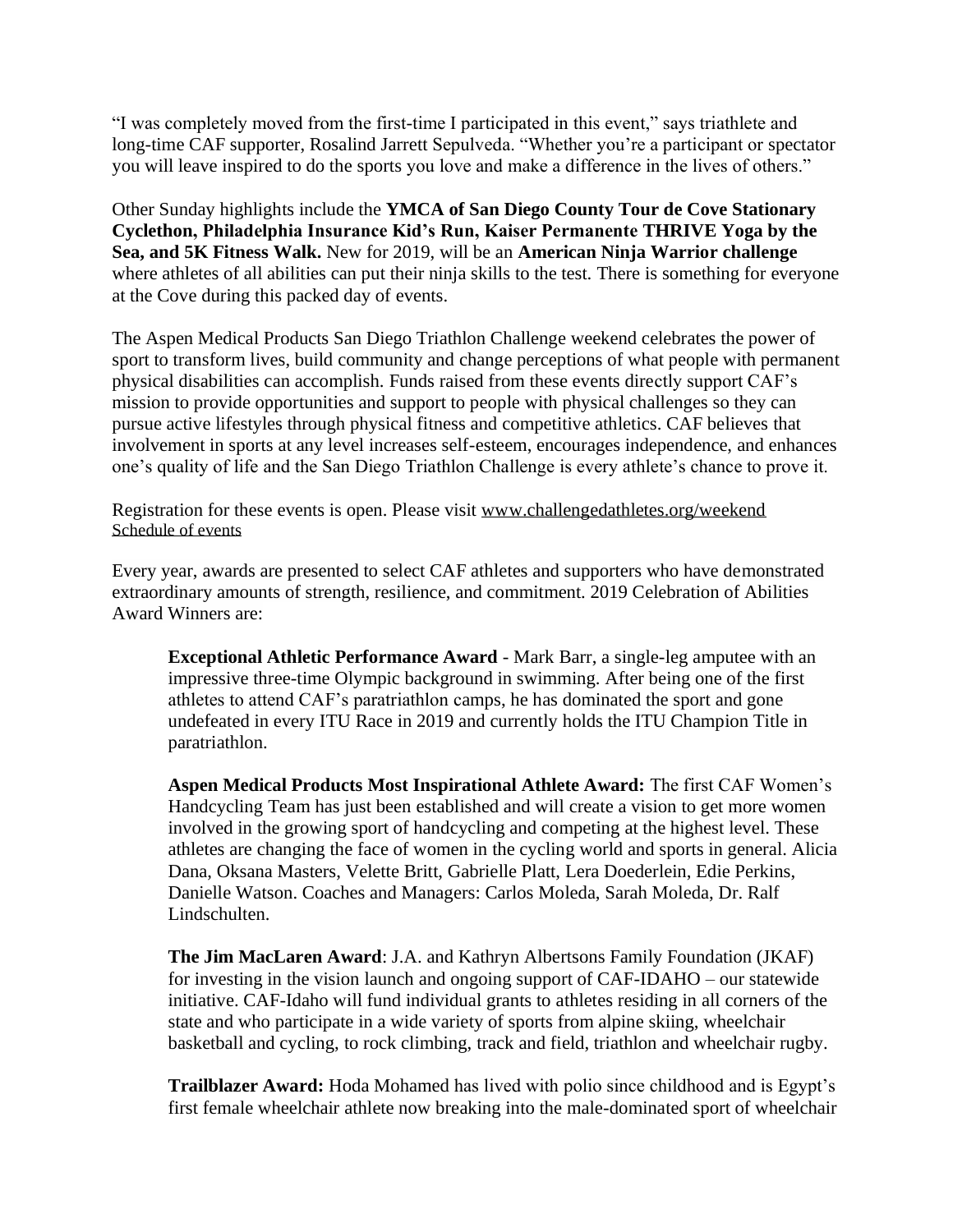"I was completely moved from the first-time I participated in this event," says triathlete and long-time CAF supporter, Rosalind Jarrett Sepulveda. "Whether you're a participant or spectator you will leave inspired to do the sports you love and make a difference in the lives of others."

Other Sunday highlights include the **YMCA of San Diego County Tour de Cove Stationary Cyclethon, Philadelphia Insurance Kid's Run, Kaiser Permanente THRIVE Yoga by the Sea, and 5K Fitness Walk.** New for 2019, will be an **American Ninja Warrior challenge** where athletes of all abilities can put their ninja skills to the test. There is something for everyone at the Cove during this packed day of events.

The Aspen Medical Products San Diego Triathlon Challenge weekend celebrates the power of sport to transform lives, build community and change perceptions of what people with permanent physical disabilities can accomplish. Funds raised from these events directly support CAF's mission to provide opportunities and support to people with physical challenges so they can pursue active lifestyles through physical fitness and competitive athletics. CAF believes that involvement in sports at any level increases self-esteem, encourages independence, and enhances one's quality of life and the San Diego Triathlon Challenge is every athlete's chance to prove it.

Registration for these events is open. Please visit www.challengedathletes.org/weekend
Schedule of events

Every year, awards are presented to select CAF athletes and supporters who have demonstrated extraordinary amounts of strength, resilience, and commitment. 2019 Celebration of Abilities Award Winners are:

> **Exceptional Athletic Performance Award** - Mark Barr, a single-leg amputee with an impressive three-time Olympic background in swimming. After being one of the first athletes to attend CAF's paratriathlon camps, he has dominated the sport and gone undefeated in every ITU Race in 2019 and currently holds the ITU Champion Title in paratriathlon.
>
> **Aspen Medical Products Most Inspirational Athlete Award:** The first CAF Women's Handcycling Team has just been established and will create a vision to get more women involved in the growing sport of handcycling and competing at the highest level. These athletes are changing the face of women in the cycling world and sports in general. Alicia Dana, Oksana Masters, Velette Britt, Gabrielle Platt, Lera Doederlein, Edie Perkins, Danielle Watson. Coaches and Managers: Carlos Moleda, Sarah Moleda, Dr. Ralf Lindschulten.
>
> **The Jim MacLaren Award**: J.A. and Kathryn Albertsons Family Foundation (JKAF) for investing in the vision launch and ongoing support of CAF-IDAHO – our statewide initiative. CAF-Idaho will fund individual grants to athletes residing in all corners of the state and who participate in a wide variety of sports from alpine skiing, wheelchair basketball and cycling, to rock climbing, track and field, triathlon and wheelchair rugby.
>
> **Trailblazer Award:** Hoda Mohamed has lived with polio since childhood and is Egypt's first female wheelchair athlete now breaking into the male-dominated sport of wheelchair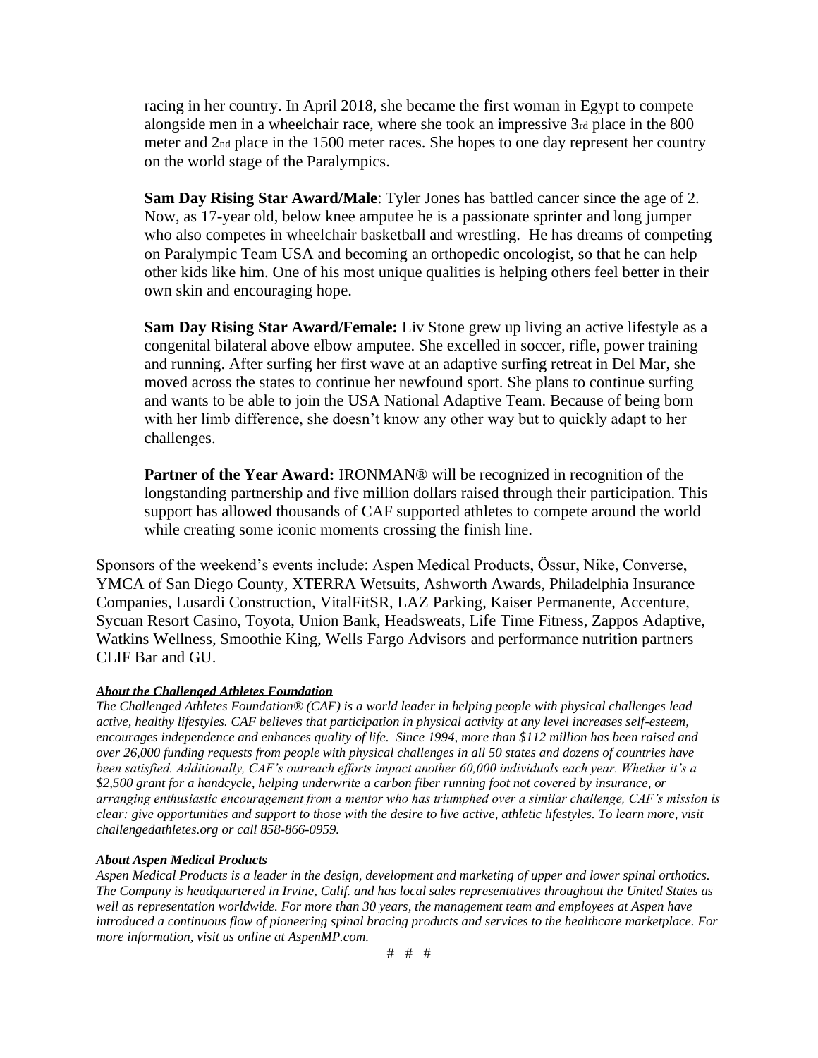racing in her country. In April 2018, she became the first woman in Egypt to compete alongside men in a wheelchair race, where she took an impressive 3rd place in the 800 meter and 2nd place in the 1500 meter races. She hopes to one day represent her country on the world stage of the Paralympics.

**Sam Day Rising Star Award/Male**: Tyler Jones has battled cancer since the age of 2. Now, as 17-year old, below knee amputee he is a passionate sprinter and long jumper who also competes in wheelchair basketball and wrestling. He has dreams of competing on Paralympic Team USA and becoming an orthopedic oncologist, so that he can help other kids like him. One of his most unique qualities is helping others feel better in their own skin and encouraging hope.

**Sam Day Rising Star Award/Female:** Liv Stone grew up living an active lifestyle as a congenital bilateral above elbow amputee. She excelled in soccer, rifle, power training and running. After surfing her first wave at an adaptive surfing retreat in Del Mar, she moved across the states to continue her newfound sport. She plans to continue surfing and wants to be able to join the USA National Adaptive Team. Because of being born with her limb difference, she doesn't know any other way but to quickly adapt to her challenges.

**Partner of the Year Award:** IRONMAN® will be recognized in recognition of the longstanding partnership and five million dollars raised through their participation. This support has allowed thousands of CAF supported athletes to compete around the world while creating some iconic moments crossing the finish line.

Sponsors of the weekend's events include: Aspen Medical Products, Össur, Nike, Converse, YMCA of San Diego County, XTERRA Wetsuits, Ashworth Awards, Philadelphia Insurance Companies, Lusardi Construction, VitalFitSR, LAZ Parking, Kaiser Permanente, Accenture, Sycuan Resort Casino, Toyota, Union Bank, Headsweats, Life Time Fitness, Zappos Adaptive, Watkins Wellness, Smoothie King, Wells Fargo Advisors and performance nutrition partners CLIF Bar and GU.

***About the Challenged Athletes Foundation***

*The Challenged Athletes Foundation® (CAF) is a world leader in helping people with physical challenges lead active, healthy lifestyles. CAF believes that participation in physical activity at any level increases self-esteem, encourages independence and enhances quality of life. Since 1994, more than $112 million has been raised and over 26,000 funding requests from people with physical challenges in all 50 states and dozens of countries have been satisfied. Additionally, CAF's outreach efforts impact another 60,000 individuals each year. Whether it's a $2,500 grant for a handcycle, helping underwrite a carbon fiber running foot not covered by insurance, or arranging enthusiastic encouragement from a mentor who has triumphed over a similar challenge, CAF's mission is clear: give opportunities and support to those with the desire to live active, athletic lifestyles. To learn more, visit challengedathletes.org or call 858-866-0959.*

***About Aspen Medical Products***

*Aspen Medical Products is a leader in the design, development and marketing of upper and lower spinal orthotics. The Company is headquartered in Irvine, Calif. and has local sales representatives throughout the United States as well as representation worldwide. For more than 30 years, the management team and employees at Aspen have introduced a continuous flow of pioneering spinal bracing products and services to the healthcare marketplace. For more information, visit us online at AspenMP.com.*

# # #